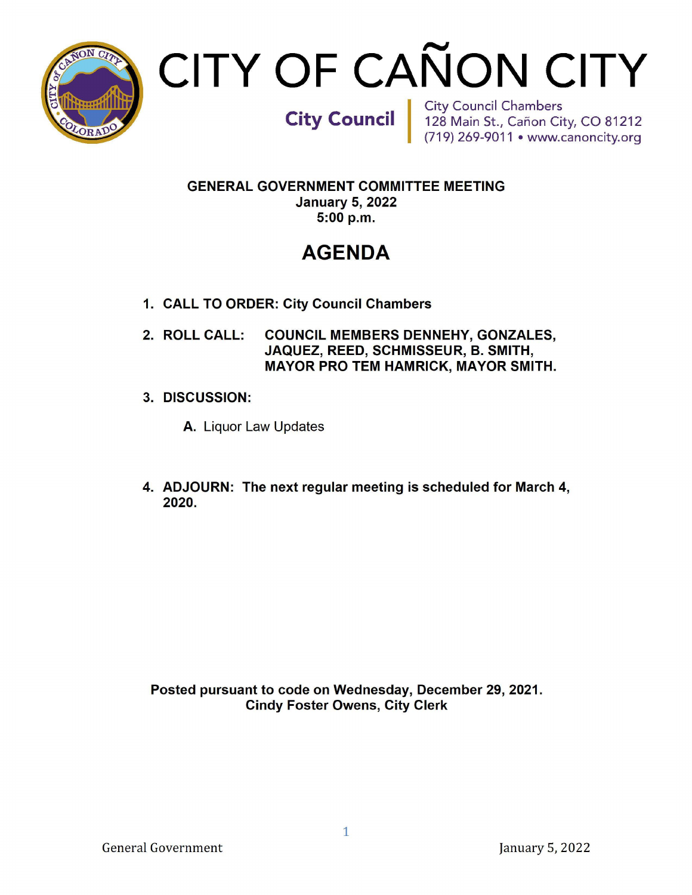# CITY OF CAÑON CITY

**City Council**

City Council Chambers
128 Main St., Cañon City, CO 81212
(719) 269-9011 • www.canoncity.org

**GENERAL GOVERNMENT COMMITTEE MEETING**
**January 5, 2022**
**5:00 p.m.**

## AGENDA

1. **CALL TO ORDER: City Council Chambers**

2. **ROLL CALL: COUNCIL MEMBERS DENNEHY, GONZALES, JAQUEZ, REED, SCHMISSEUR, B. SMITH, MAYOR PRO TEM HAMRICK, MAYOR SMITH.**

3. **DISCUSSION:**

   **A.** Liquor Law Updates

4. **ADJOURN: The next regular meeting is scheduled for March 4, 2020.**

**Posted pursuant to code on Wednesday, December 29, 2021.**
**Cindy Foster Owens, City Clerk**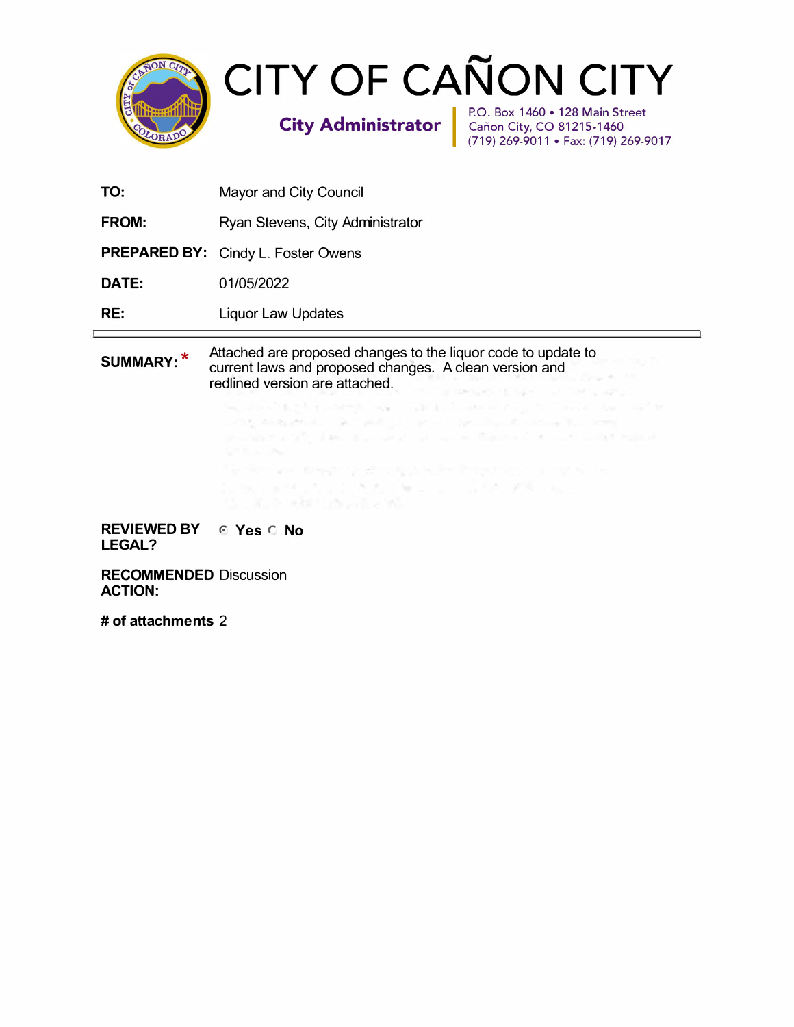# CITY OF CAÑON CITY

**City Administrator**

P.O. Box 1460 • 128 Main Street
Cañon City, CO 81215-1460
(719) 269-9011 • Fax: (719) 269-9017

| | |
|---|---|
| **TO:** | Mayor and City Council |
| **FROM:** | Ryan Stevens, City Administrator |
| **PREPARED BY:** | Cindy L. Foster Owens |
| **DATE:** | 01/05/2022 |
| **RE:** | Liquor Law Updates |

---

**SUMMARY:** * Attached are proposed changes to the liquor code to update to current laws and proposed changes. A clean version and redlined version are attached.

**REVIEWED BY LEGAL?** ◉ Yes ○ No

**RECOMMENDED ACTION:** Discussion

**# of attachments** 2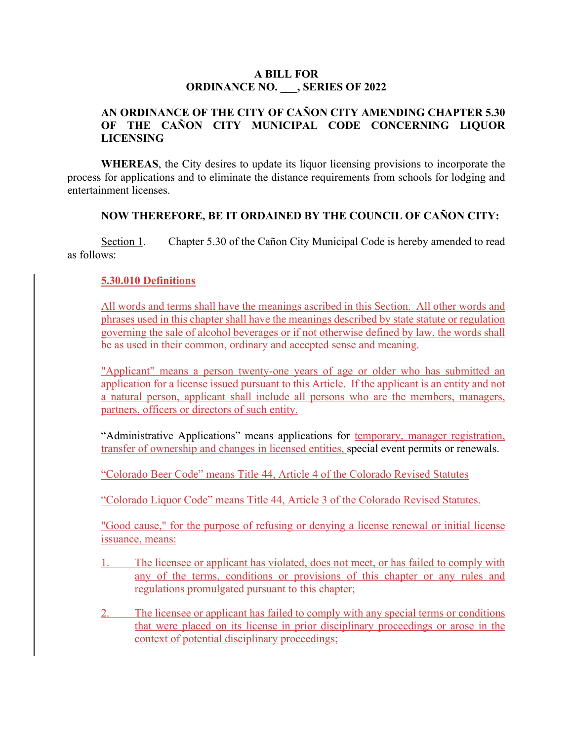**A BILL FOR**
**ORDINANCE NO. ___, SERIES OF 2022**

**AN ORDINANCE OF THE CITY OF CAÑON CITY AMENDING CHAPTER 5.30 OF THE CAÑON CITY MUNICIPAL CODE CONCERNING LIQUOR LICENSING**

**WHEREAS**, the City desires to update its liquor licensing provisions to incorporate the process for applications and to eliminate the distance requirements from schools for lodging and entertainment licenses.

**NOW THEREFORE, BE IT ORDAINED BY THE COUNCIL OF CAÑON CITY:**

Section 1. Chapter 5.30 of the Cañon City Municipal Code is hereby amended to read as follows:

**5.30.010 Definitions**

All words and terms shall have the meanings ascribed in this Section. All other words and phrases used in this chapter shall have the meanings described by state statute or regulation governing the sale of alcohol beverages or if not otherwise defined by law, the words shall be as used in their common, ordinary and accepted sense and meaning.

"Applicant" means a person twenty-one years of age or older who has submitted an application for a license issued pursuant to this Article. If the applicant is an entity and not a natural person, applicant shall include all persons who are the members, managers, partners, officers or directors of such entity.

"Administrative Applications" means applications for temporary, manager registration, transfer of ownership and changes in licensed entities, special event permits or renewals.

"Colorado Beer Code" means Title 44, Article 4 of the Colorado Revised Statutes

"Colorado Liquor Code" means Title 44, Article 3 of the Colorado Revised Statutes.

"Good cause," for the purpose of refusing or denying a license renewal or initial license issuance, means:

1. The licensee or applicant has violated, does not meet, or has failed to comply with any of the terms, conditions or provisions of this chapter or any rules and regulations promulgated pursuant to this chapter;
2. The licensee or applicant has failed to comply with any special terms or conditions that were placed on its license in prior disciplinary proceedings or arose in the context of potential disciplinary proceedings;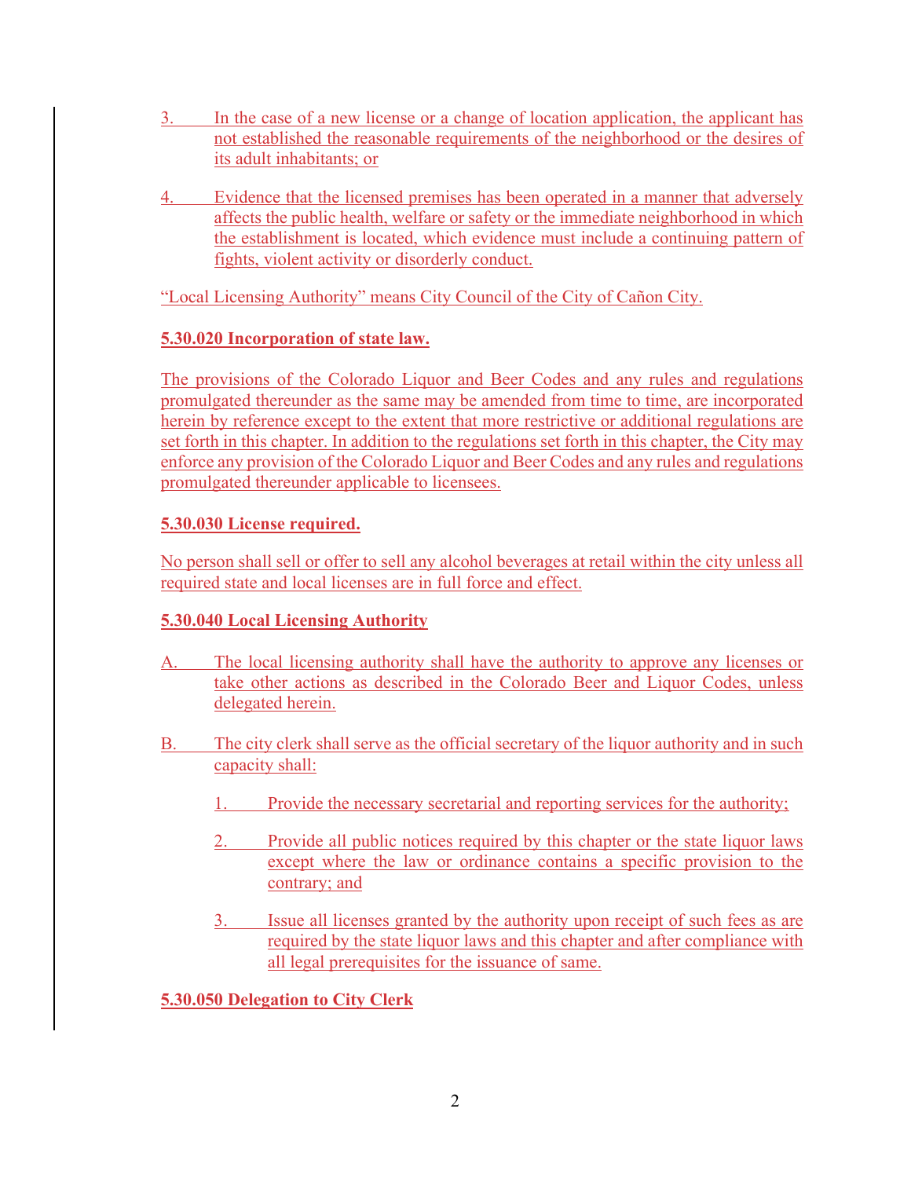3. In the case of a new license or a change of location application, the applicant has not established the reasonable requirements of the neighborhood or the desires of its adult inhabitants; or

4. Evidence that the licensed premises has been operated in a manner that adversely affects the public health, welfare or safety or the immediate neighborhood in which the establishment is located, which evidence must include a continuing pattern of fights, violent activity or disorderly conduct.

"Local Licensing Authority" means City Council of the City of Cañon City.

**5.30.020 Incorporation of state law.**

The provisions of the Colorado Liquor and Beer Codes and any rules and regulations promulgated thereunder as the same may be amended from time to time, are incorporated herein by reference except to the extent that more restrictive or additional regulations are set forth in this chapter. In addition to the regulations set forth in this chapter, the City may enforce any provision of the Colorado Liquor and Beer Codes and any rules and regulations promulgated thereunder applicable to licensees.

**5.30.030 License required.**

No person shall sell or offer to sell any alcohol beverages at retail within the city unless all required state and local licenses are in full force and effect.

**5.30.040 Local Licensing Authority**

A. The local licensing authority shall have the authority to approve any licenses or take other actions as described in the Colorado Beer and Liquor Codes, unless delegated herein.

B. The city clerk shall serve as the official secretary of the liquor authority and in such capacity shall:

   1. Provide the necessary secretarial and reporting services for the authority;

   2. Provide all public notices required by this chapter or the state liquor laws except where the law or ordinance contains a specific provision to the contrary; and

   3. Issue all licenses granted by the authority upon receipt of such fees as are required by the state liquor laws and this chapter and after compliance with all legal prerequisites for the issuance of same.

**5.30.050 Delegation to City Clerk**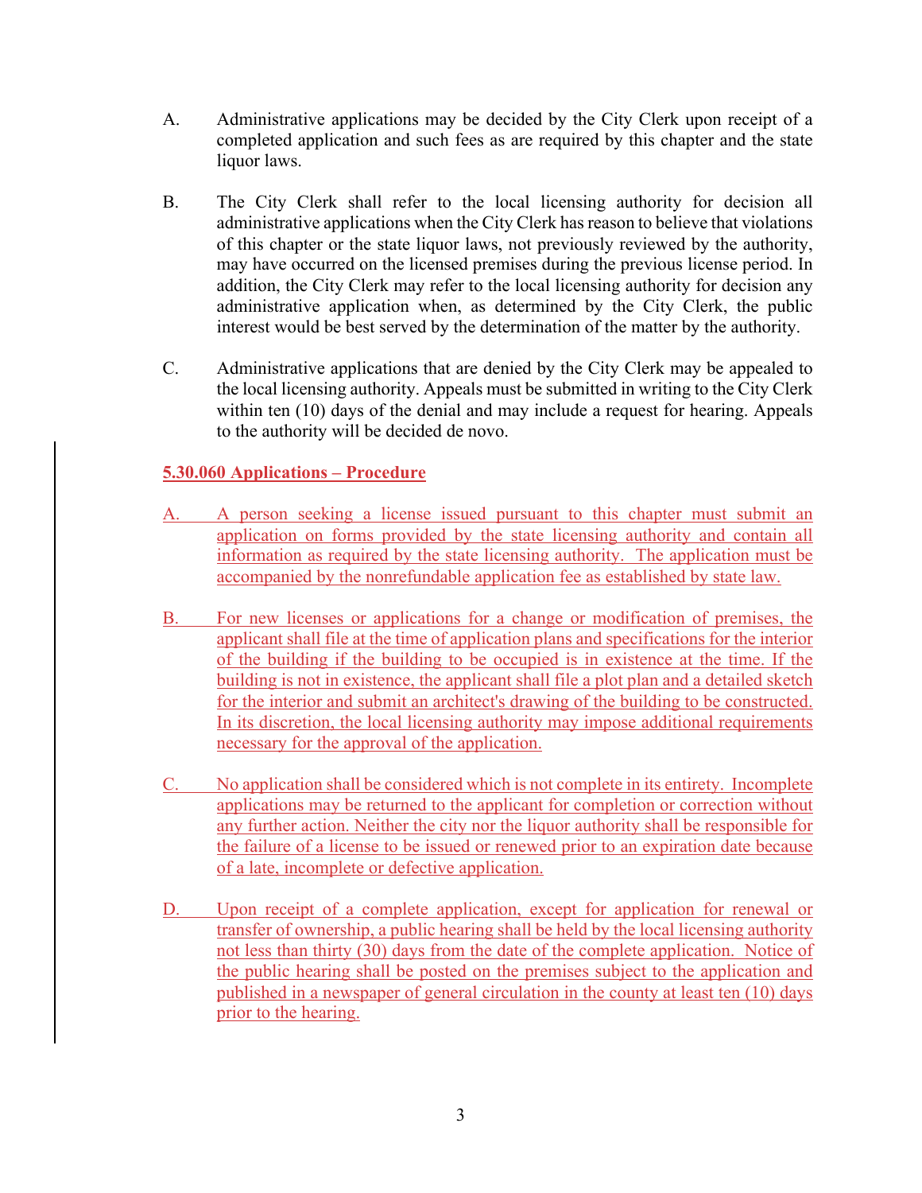A. Administrative applications may be decided by the City Clerk upon receipt of a completed application and such fees as are required by this chapter and the state liquor laws.

B. The City Clerk shall refer to the local licensing authority for decision all administrative applications when the City Clerk has reason to believe that violations of this chapter or the state liquor laws, not previously reviewed by the authority, may have occurred on the licensed premises during the previous license period. In addition, the City Clerk may refer to the local licensing authority for decision any administrative application when, as determined by the City Clerk, the public interest would be best served by the determination of the matter by the authority.

C. Administrative applications that are denied by the City Clerk may be appealed to the local licensing authority. Appeals must be submitted in writing to the City Clerk within ten (10) days of the denial and may include a request for hearing. Appeals to the authority will be decided de novo.

**5.30.060 Applications – Procedure**

A. A person seeking a license issued pursuant to this chapter must submit an application on forms provided by the state licensing authority and contain all information as required by the state licensing authority. The application must be accompanied by the nonrefundable application fee as established by state law.

B. For new licenses or applications for a change or modification of premises, the applicant shall file at the time of application plans and specifications for the interior of the building if the building to be occupied is in existence at the time. If the building is not in existence, the applicant shall file a plot plan and a detailed sketch for the interior and submit an architect's drawing of the building to be constructed. In its discretion, the local licensing authority may impose additional requirements necessary for the approval of the application.

C. No application shall be considered which is not complete in its entirety. Incomplete applications may be returned to the applicant for completion or correction without any further action. Neither the city nor the liquor authority shall be responsible for the failure of a license to be issued or renewed prior to an expiration date because of a late, incomplete or defective application.

D. Upon receipt of a complete application, except for application for renewal or transfer of ownership, a public hearing shall be held by the local licensing authority not less than thirty (30) days from the date of the complete application. Notice of the public hearing shall be posted on the premises subject to the application and published in a newspaper of general circulation in the county at least ten (10) days prior to the hearing.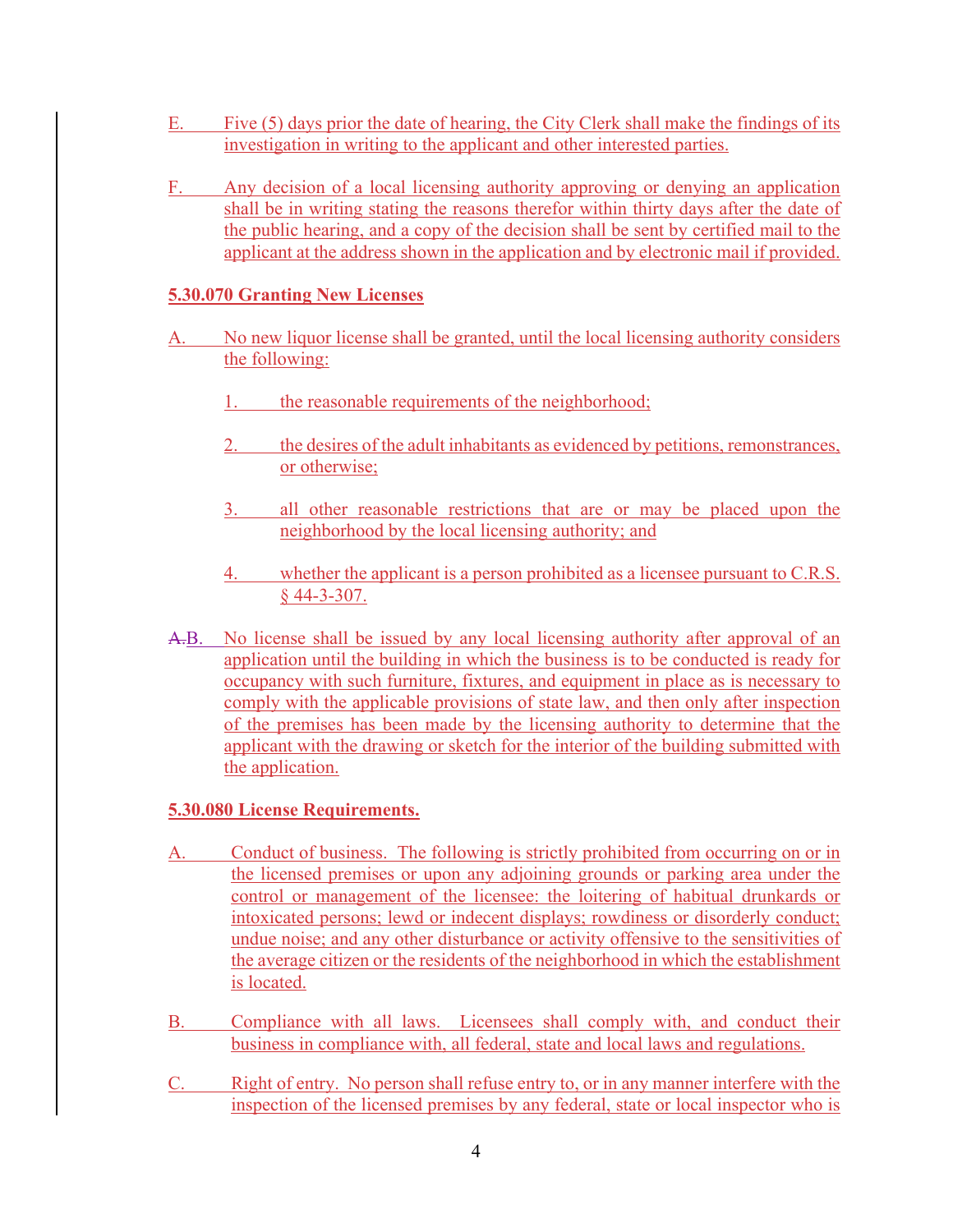E. Five (5) days prior the date of hearing, the City Clerk shall make the findings of its investigation in writing to the applicant and other interested parties.

F. Any decision of a local licensing authority approving or denying an application shall be in writing stating the reasons therefor within thirty days after the date of the public hearing, and a copy of the decision shall be sent by certified mail to the applicant at the address shown in the application and by electronic mail if provided.

**5.30.070 Granting New Licenses**

A. No new liquor license shall be granted, until the local licensing authority considers the following:

1. the reasonable requirements of the neighborhood;

2. the desires of the adult inhabitants as evidenced by petitions, remonstrances, or otherwise;

3. all other reasonable restrictions that are or may be placed upon the neighborhood by the local licensing authority; and

4. whether the applicant is a person prohibited as a licensee pursuant to C.R.S. § 44-3-307.

~~A.~~B. No license shall be issued by any local licensing authority after approval of an application until the building in which the business is to be conducted is ready for occupancy with such furniture, fixtures, and equipment in place as is necessary to comply with the applicable provisions of state law, and then only after inspection of the premises has been made by the licensing authority to determine that the applicant with the drawing or sketch for the interior of the building submitted with the application.

**5.30.080 License Requirements.**

A. Conduct of business. The following is strictly prohibited from occurring on or in the licensed premises or upon any adjoining grounds or parking area under the control or management of the licensee: the loitering of habitual drunkards or intoxicated persons; lewd or indecent displays; rowdiness or disorderly conduct; undue noise; and any other disturbance or activity offensive to the sensitivities of the average citizen or the residents of the neighborhood in which the establishment is located.

B. Compliance with all laws. Licensees shall comply with, and conduct their business in compliance with, all federal, state and local laws and regulations.

C. Right of entry. No person shall refuse entry to, or in any manner interfere with the inspection of the licensed premises by any federal, state or local inspector who is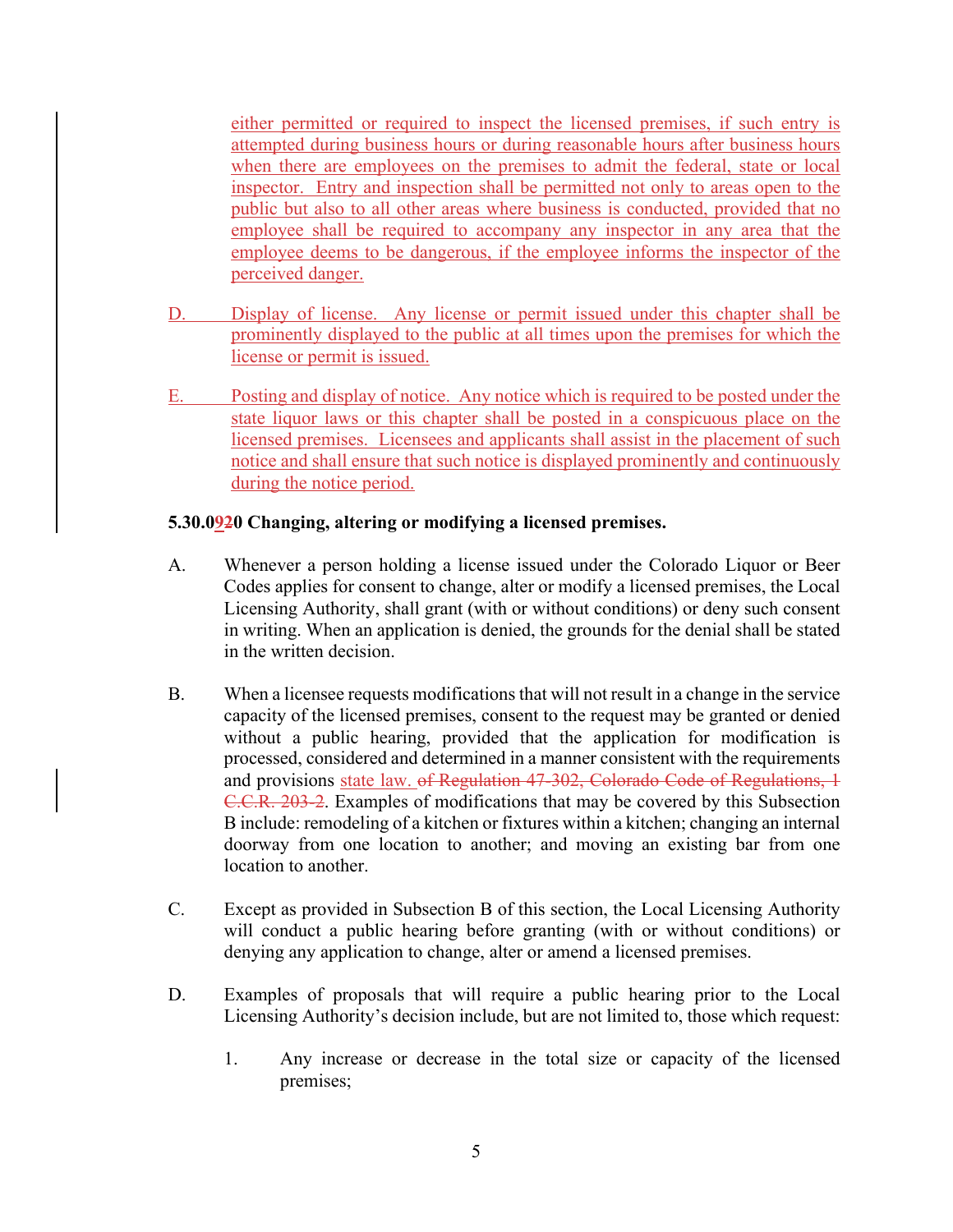either permitted or required to inspect the licensed premises, if such entry is attempted during business hours or during reasonable hours after business hours when there are employees on the premises to admit the federal, state or local inspector. Entry and inspection shall be permitted not only to areas open to the public but also to all other areas where business is conducted, provided that no employee shall be required to accompany any inspector in any area that the employee deems to be dangerous, if the employee informs the inspector of the perceived danger.

D. Display of license. Any license or permit issued under this chapter shall be prominently displayed to the public at all times upon the premises for which the license or permit is issued.

E. Posting and display of notice. Any notice which is required to be posted under the state liquor laws or this chapter shall be posted in a conspicuous place on the licensed premises. Licensees and applicants shall assist in the placement of such notice and shall ensure that such notice is displayed prominently and continuously during the notice period.

**5.30.0~~9~~20 Changing, altering or modifying a licensed premises.**

A. Whenever a person holding a license issued under the Colorado Liquor or Beer Codes applies for consent to change, alter or modify a licensed premises, the Local Licensing Authority, shall grant (with or without conditions) or deny such consent in writing. When an application is denied, the grounds for the denial shall be stated in the written decision.

B. When a licensee requests modifications that will not result in a change in the service capacity of the licensed premises, consent to the request may be granted or denied without a public hearing, provided that the application for modification is processed, considered and determined in a manner consistent with the requirements and provisions state law. ~~of Regulation 47-302, Colorado Code of Regulations, 1 C.C.R. 203-2~~. Examples of modifications that may be covered by this Subsection B include: remodeling of a kitchen or fixtures within a kitchen; changing an internal doorway from one location to another; and moving an existing bar from one location to another.

C. Except as provided in Subsection B of this section, the Local Licensing Authority will conduct a public hearing before granting (with or without conditions) or denying any application to change, alter or amend a licensed premises.

D. Examples of proposals that will require a public hearing prior to the Local Licensing Authority's decision include, but are not limited to, those which request:

1. Any increase or decrease in the total size or capacity of the licensed premises;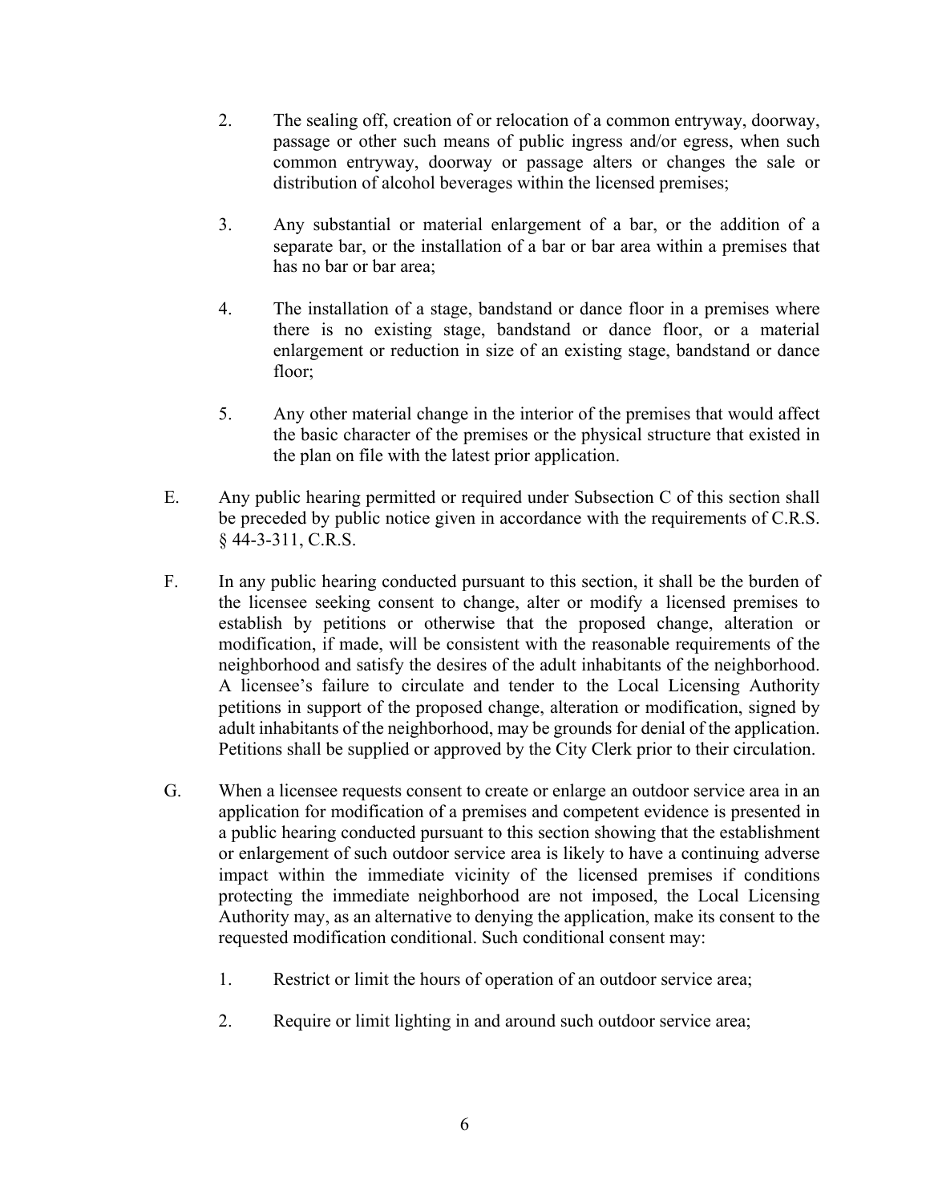2. The sealing off, creation of or relocation of a common entryway, doorway, passage or other such means of public ingress and/or egress, when such common entryway, doorway or passage alters or changes the sale or distribution of alcohol beverages within the licensed premises;

3. Any substantial or material enlargement of a bar, or the addition of a separate bar, or the installation of a bar or bar area within a premises that has no bar or bar area;

4. The installation of a stage, bandstand or dance floor in a premises where there is no existing stage, bandstand or dance floor, or a material enlargement or reduction in size of an existing stage, bandstand or dance floor;

5. Any other material change in the interior of the premises that would affect the basic character of the premises or the physical structure that existed in the plan on file with the latest prior application.

E. Any public hearing permitted or required under Subsection C of this section shall be preceded by public notice given in accordance with the requirements of C.R.S. § 44-3-311, C.R.S.

F. In any public hearing conducted pursuant to this section, it shall be the burden of the licensee seeking consent to change, alter or modify a licensed premises to establish by petitions or otherwise that the proposed change, alteration or modification, if made, will be consistent with the reasonable requirements of the neighborhood and satisfy the desires of the adult inhabitants of the neighborhood. A licensee's failure to circulate and tender to the Local Licensing Authority petitions in support of the proposed change, alteration or modification, signed by adult inhabitants of the neighborhood, may be grounds for denial of the application. Petitions shall be supplied or approved by the City Clerk prior to their circulation.

G. When a licensee requests consent to create or enlarge an outdoor service area in an application for modification of a premises and competent evidence is presented in a public hearing conducted pursuant to this section showing that the establishment or enlargement of such outdoor service area is likely to have a continuing adverse impact within the immediate vicinity of the licensed premises if conditions protecting the immediate neighborhood are not imposed, the Local Licensing Authority may, as an alternative to denying the application, make its consent to the requested modification conditional. Such conditional consent may:

1. Restrict or limit the hours of operation of an outdoor service area;

2. Require or limit lighting in and around such outdoor service area;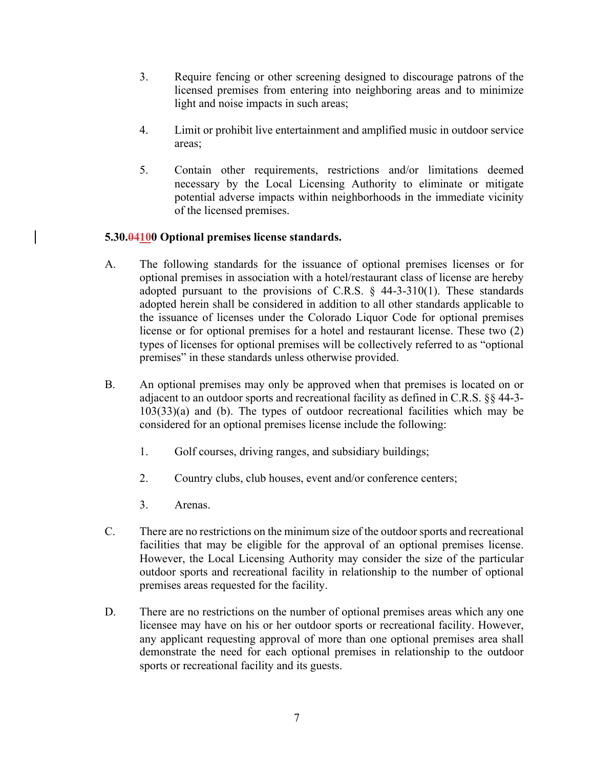3. Require fencing or other screening designed to discourage patrons of the licensed premises from entering into neighboring areas and to minimize light and noise impacts in such areas;

4. Limit or prohibit live entertainment and amplified music in outdoor service areas;

5. Contain other requirements, restrictions and/or limitations deemed necessary by the Local Licensing Authority to eliminate or mitigate potential adverse impacts within neighborhoods in the immediate vicinity of the licensed premises.

**5.30.~~04~~<u>10</u>0 Optional premises license standards.**

A. The following standards for the issuance of optional premises licenses or for optional premises in association with a hotel/restaurant class of license are hereby adopted pursuant to the provisions of C.R.S. § 44-3-310(1). These standards adopted herein shall be considered in addition to all other standards applicable to the issuance of licenses under the Colorado Liquor Code for optional premises license or for optional premises for a hotel and restaurant license. These two (2) types of licenses for optional premises will be collectively referred to as "optional premises" in these standards unless otherwise provided.

B. An optional premises may only be approved when that premises is located on or adjacent to an outdoor sports and recreational facility as defined in C.R.S. §§ 44-3-103(33)(a) and (b). The types of outdoor recreational facilities which may be considered for an optional premises license include the following:

   1. Golf courses, driving ranges, and subsidiary buildings;

   2. Country clubs, club houses, event and/or conference centers;

   3. Arenas.

C. There are no restrictions on the minimum size of the outdoor sports and recreational facilities that may be eligible for the approval of an optional premises license. However, the Local Licensing Authority may consider the size of the particular outdoor sports and recreational facility in relationship to the number of optional premises areas requested for the facility.

D. There are no restrictions on the number of optional premises areas which any one licensee may have on his or her outdoor sports or recreational facility. However, any applicant requesting approval of more than one optional premises area shall demonstrate the need for each optional premises in relationship to the outdoor sports or recreational facility and its guests.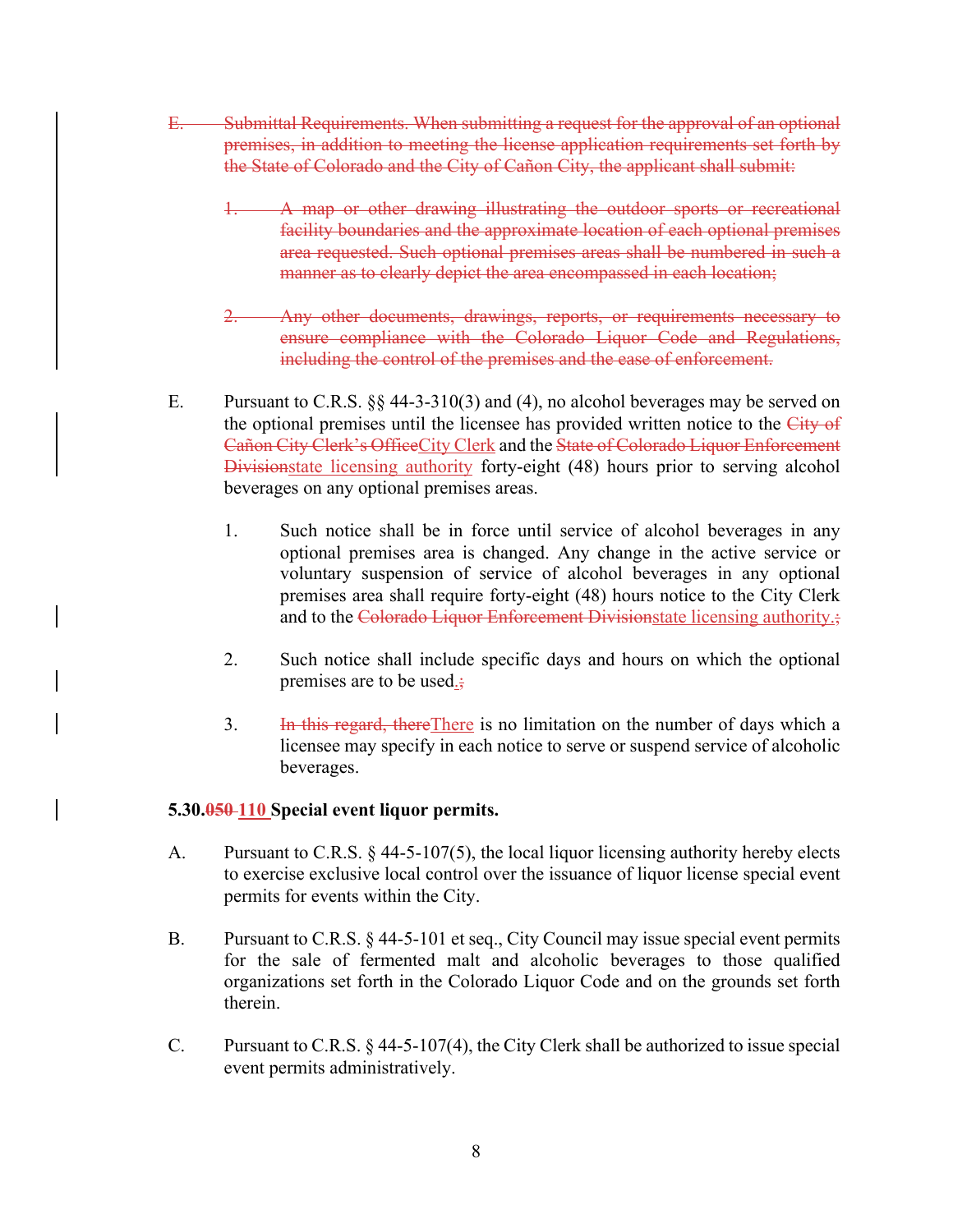~~E. Submittal Requirements. When submitting a request for the approval of an optional premises, in addition to meeting the license application requirements set forth by the State of Colorado and the City of Cañon City, the applicant shall submit:~~

~~1. A map or other drawing illustrating the outdoor sports or recreational facility boundaries and the approximate location of each optional premises area requested. Such optional premises areas shall be numbered in such a manner as to clearly depict the area encompassed in each location;~~

~~2. Any other documents, drawings, reports, or requirements necessary to ensure compliance with the Colorado Liquor Code and Regulations, including the control of the premises and the ease of enforcement.~~

E. Pursuant to C.R.S. §§ 44-3-310(3) and (4), no alcohol beverages may be served on the optional premises until the licensee has provided written notice to the ~~City of Cañon City Clerk's Office~~<u>City Clerk</u> and the ~~State of Colorado Liquor Enforcement Division~~<u>state licensing authority</u> forty-eight (48) hours prior to serving alcohol beverages on any optional premises areas.

1. Such notice shall be in force until service of alcohol beverages in any optional premises area is changed. Any change in the active service or voluntary suspension of service of alcohol beverages in any optional premises area shall require forty-eight (48) hours notice to the City Clerk and to the ~~Colorado Liquor Enforcement Division~~<u>state licensing authority.</u>~~;~~

2. Such notice shall include specific days and hours on which the optional premises are to be used<u>.</u>~~;~~

3. ~~In this regard, there~~<u>There</u> is no limitation on the number of days which a licensee may specify in each notice to serve or suspend service of alcoholic beverages.

**5.30.~~050~~ <u>110</u> Special event liquor permits.**

A. Pursuant to C.R.S. § 44-5-107(5), the local liquor licensing authority hereby elects to exercise exclusive local control over the issuance of liquor license special event permits for events within the City.

B. Pursuant to C.R.S. § 44-5-101 et seq., City Council may issue special event permits for the sale of fermented malt and alcoholic beverages to those qualified organizations set forth in the Colorado Liquor Code and on the grounds set forth therein.

C. Pursuant to C.R.S. § 44-5-107(4), the City Clerk shall be authorized to issue special event permits administratively.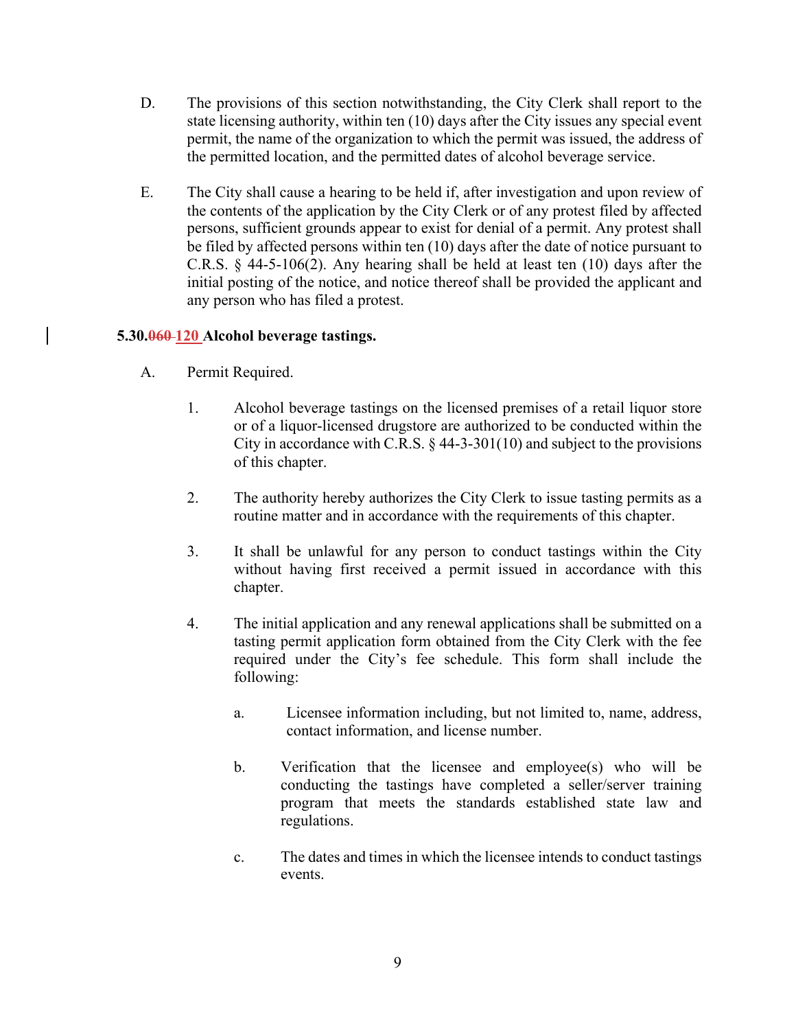D. The provisions of this section notwithstanding, the City Clerk shall report to the state licensing authority, within ten (10) days after the City issues any special event permit, the name of the organization to which the permit was issued, the address of the permitted location, and the permitted dates of alcohol beverage service.

E. The City shall cause a hearing to be held if, after investigation and upon review of the contents of the application by the City Clerk or of any protest filed by affected persons, sufficient grounds appear to exist for denial of a permit. Any protest shall be filed by affected persons within ten (10) days after the date of notice pursuant to C.R.S. § 44-5-106(2). Any hearing shall be held at least ten (10) days after the initial posting of the notice, and notice thereof shall be provided the applicant and any person who has filed a protest.

**5.30.~~060~~ 120 Alcohol beverage tastings.**

A. Permit Required.

1. Alcohol beverage tastings on the licensed premises of a retail liquor store or of a liquor-licensed drugstore are authorized to be conducted within the City in accordance with C.R.S. § 44-3-301(10) and subject to the provisions of this chapter.

2. The authority hereby authorizes the City Clerk to issue tasting permits as a routine matter and in accordance with the requirements of this chapter.

3. It shall be unlawful for any person to conduct tastings within the City without having first received a permit issued in accordance with this chapter.

4. The initial application and any renewal applications shall be submitted on a tasting permit application form obtained from the City Clerk with the fee required under the City's fee schedule. This form shall include the following:

   a. Licensee information including, but not limited to, name, address, contact information, and license number.

   b. Verification that the licensee and employee(s) who will be conducting the tastings have completed a seller/server training program that meets the standards established state law and regulations.

   c. The dates and times in which the licensee intends to conduct tastings events.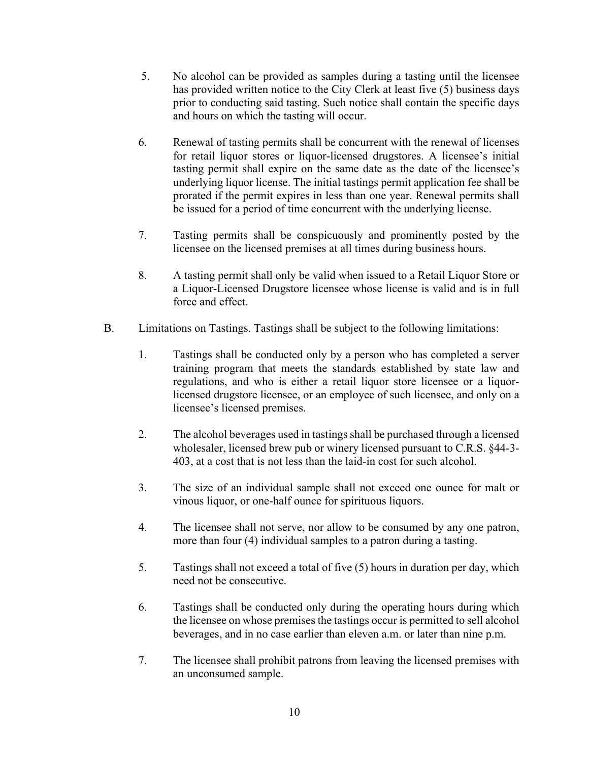5. No alcohol can be provided as samples during a tasting until the licensee has provided written notice to the City Clerk at least five (5) business days prior to conducting said tasting. Such notice shall contain the specific days and hours on which the tasting will occur.

6. Renewal of tasting permits shall be concurrent with the renewal of licenses for retail liquor stores or liquor-licensed drugstores. A licensee's initial tasting permit shall expire on the same date as the date of the licensee's underlying liquor license. The initial tastings permit application fee shall be prorated if the permit expires in less than one year. Renewal permits shall be issued for a period of time concurrent with the underlying license.

7. Tasting permits shall be conspicuously and prominently posted by the licensee on the licensed premises at all times during business hours.

8. A tasting permit shall only be valid when issued to a Retail Liquor Store or a Liquor-Licensed Drugstore licensee whose license is valid and is in full force and effect.

B. Limitations on Tastings. Tastings shall be subject to the following limitations:

1. Tastings shall be conducted only by a person who has completed a server training program that meets the standards established by state law and regulations, and who is either a retail liquor store licensee or a liquor-licensed drugstore licensee, or an employee of such licensee, and only on a licensee's licensed premises.

2. The alcohol beverages used in tastings shall be purchased through a licensed wholesaler, licensed brew pub or winery licensed pursuant to C.R.S. §44-3-403, at a cost that is not less than the laid-in cost for such alcohol.

3. The size of an individual sample shall not exceed one ounce for malt or vinous liquor, or one-half ounce for spirituous liquors.

4. The licensee shall not serve, nor allow to be consumed by any one patron, more than four (4) individual samples to a patron during a tasting.

5. Tastings shall not exceed a total of five (5) hours in duration per day, which need not be consecutive.

6. Tastings shall be conducted only during the operating hours during which the licensee on whose premises the tastings occur is permitted to sell alcohol beverages, and in no case earlier than eleven a.m. or later than nine p.m.

7. The licensee shall prohibit patrons from leaving the licensed premises with an unconsumed sample.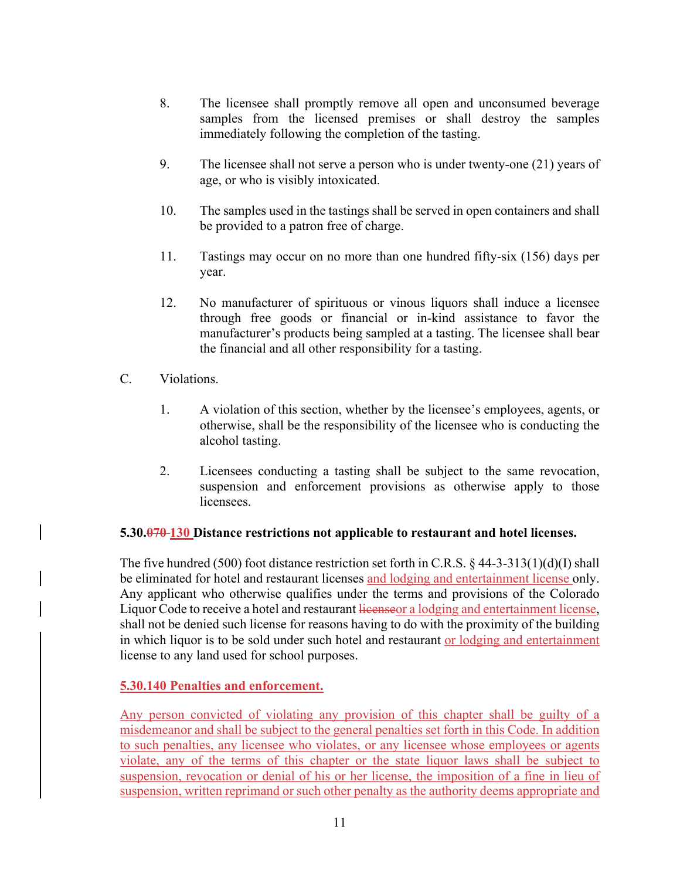8. The licensee shall promptly remove all open and unconsumed beverage samples from the licensed premises or shall destroy the samples immediately following the completion of the tasting.

9. The licensee shall not serve a person who is under twenty-one (21) years of age, or who is visibly intoxicated.

10. The samples used in the tastings shall be served in open containers and shall be provided to a patron free of charge.

11. Tastings may occur on no more than one hundred fifty-six (156) days per year.

12. No manufacturer of spirituous or vinous liquors shall induce a licensee through free goods or financial or in-kind assistance to favor the manufacturer's products being sampled at a tasting. The licensee shall bear the financial and all other responsibility for a tasting.

C. Violations.

1. A violation of this section, whether by the licensee's employees, agents, or otherwise, shall be the responsibility of the licensee who is conducting the alcohol tasting.

2. Licensees conducting a tasting shall be subject to the same revocation, suspension and enforcement provisions as otherwise apply to those licensees.

**5.30.~~070~~ 130 Distance restrictions not applicable to restaurant and hotel licenses.**

The five hundred (500) foot distance restriction set forth in C.R.S. § 44-3-313(1)(d)(I) shall be eliminated for hotel and restaurant licenses and lodging and entertainment license only. Any applicant who otherwise qualifies under the terms and provisions of the Colorado Liquor Code to receive a hotel and restaurant ~~license~~or a lodging and entertainment license, shall not be denied such license for reasons having to do with the proximity of the building in which liquor is to be sold under such hotel and restaurant or lodging and entertainment license to any land used for school purposes.

**5.30.140 Penalties and enforcement.**

Any person convicted of violating any provision of this chapter shall be guilty of a misdemeanor and shall be subject to the general penalties set forth in this Code. In addition to such penalties, any licensee who violates, or any licensee whose employees or agents violate, any of the terms of this chapter or the state liquor laws shall be subject to suspension, revocation or denial of his or her license, the imposition of a fine in lieu of suspension, written reprimand or such other penalty as the authority deems appropriate and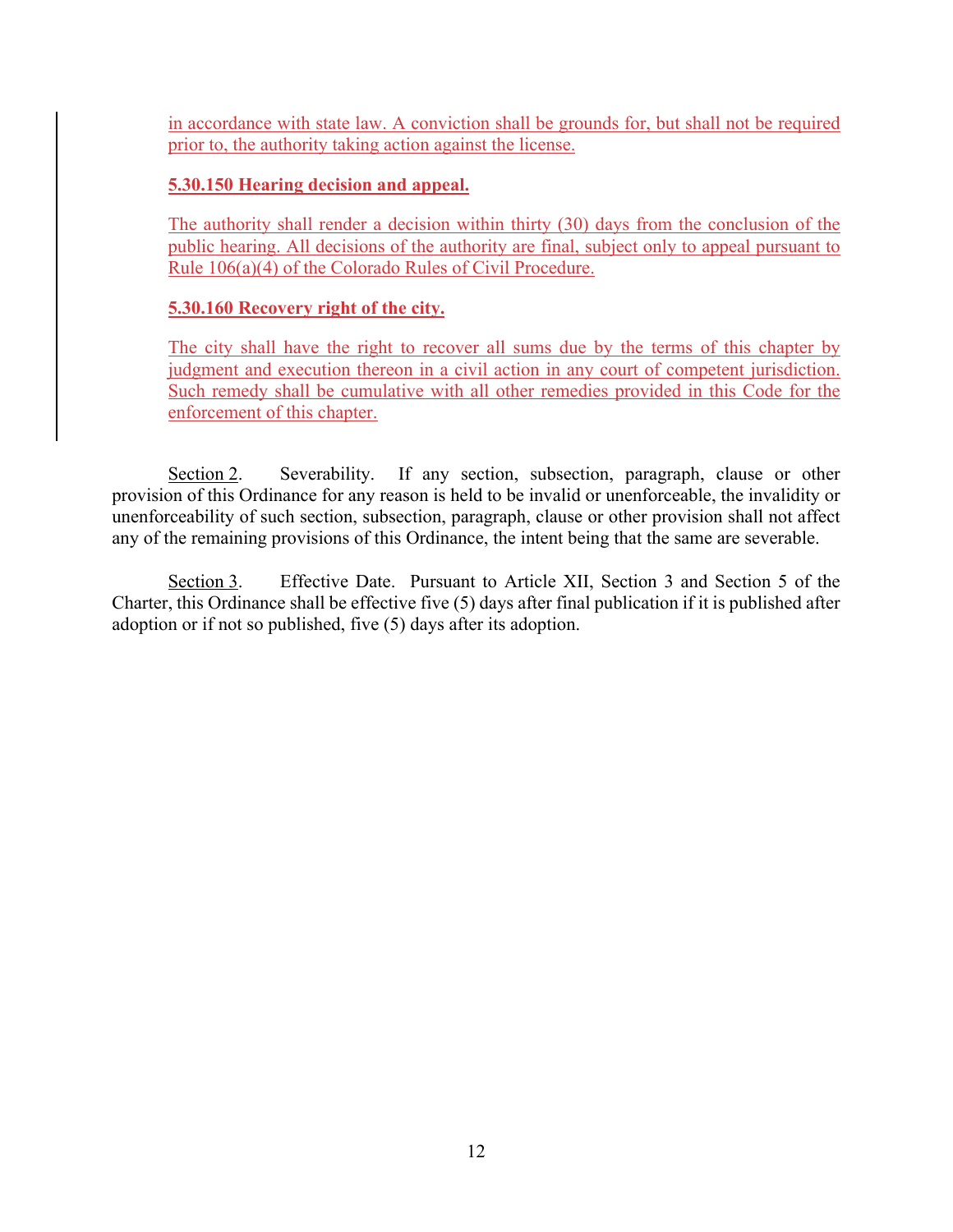in accordance with state law. A conviction shall be grounds for, but shall not be required prior to, the authority taking action against the license.

**5.30.150 Hearing decision and appeal.**

The authority shall render a decision within thirty (30) days from the conclusion of the public hearing. All decisions of the authority are final, subject only to appeal pursuant to Rule 106(a)(4) of the Colorado Rules of Civil Procedure.

**5.30.160 Recovery right of the city.**

The city shall have the right to recover all sums due by the terms of this chapter by judgment and execution thereon in a civil action in any court of competent jurisdiction. Such remedy shall be cumulative with all other remedies provided in this Code for the enforcement of this chapter.

Section 2. Severability. If any section, subsection, paragraph, clause or other provision of this Ordinance for any reason is held to be invalid or unenforceable, the invalidity or unenforceability of such section, subsection, paragraph, clause or other provision shall not affect any of the remaining provisions of this Ordinance, the intent being that the same are severable.

Section 3. Effective Date. Pursuant to Article XII, Section 3 and Section 5 of the Charter, this Ordinance shall be effective five (5) days after final publication if it is published after adoption or if not so published, five (5) days after its adoption.